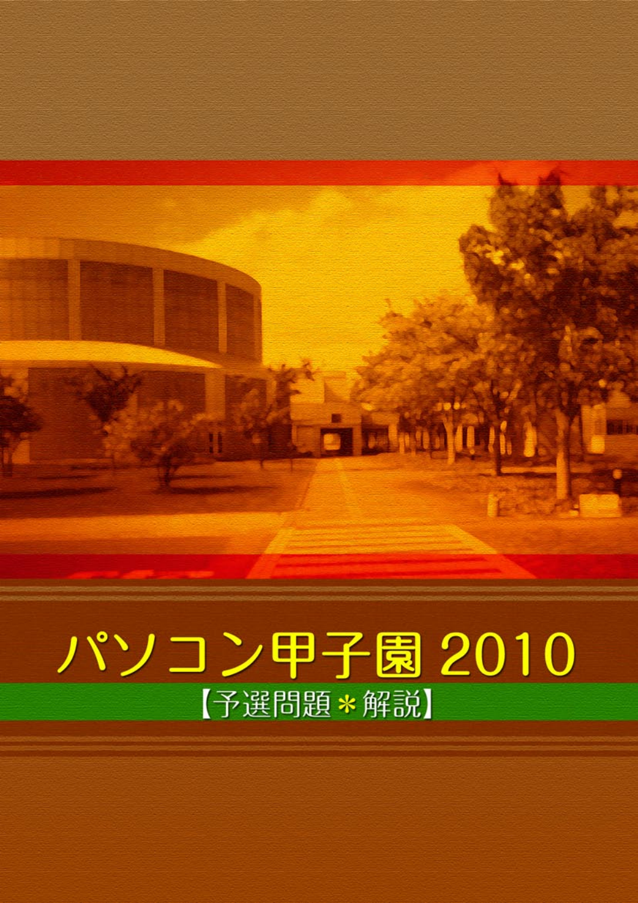# パソコン甲子園 2010

【予選問題＊解説】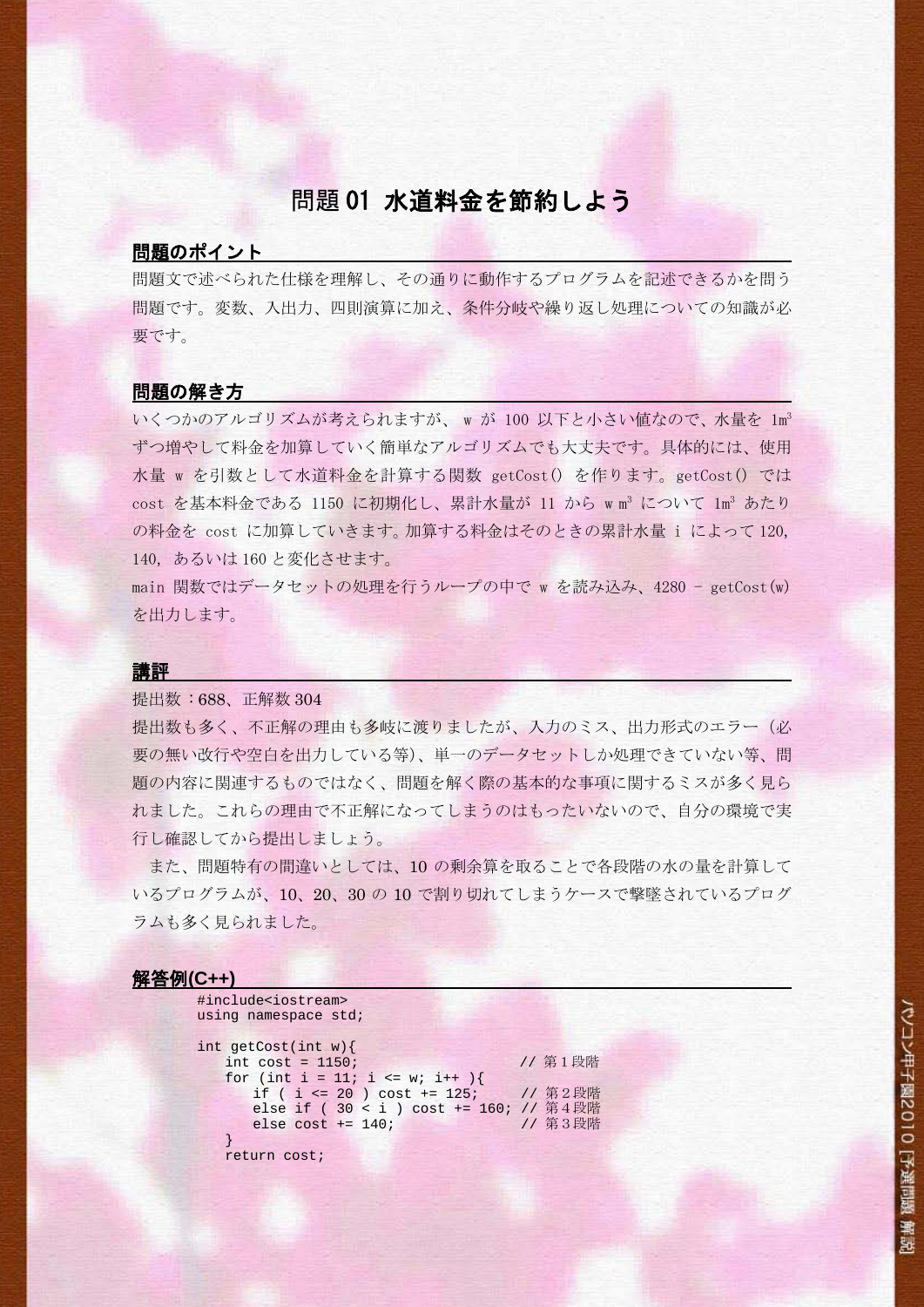# 問題01 水道料金を節約しよう

## 問題のポイント

問題文で述べられた仕様を理解し、その通りに動作するプログラムを記述できるかを問う問題です。変数、入出力、四則演算に加え、条件分岐や繰り返し処理についての知識が必要です。

## 問題の解き方

いくつかのアルゴリズムが考えられますが、 w が 100 以下と小さい値なので、水量を 1m³ ずつ増やして料金を加算していく簡単なアルゴリズムでも大丈夫です。具体的には、使用水量 w を引数として水道料金を計算する関数 getCost() を作ります。getCost() では cost を基本料金である 1150 に初期化し、累計水量が 11 から w m³ について 1m³ あたりの料金を cost に加算していきます。加算する料金はそのときの累計水量 i によって 120, 140, あるいは 160 と変化させます。

main 関数ではデータセットの処理を行うループの中で w を読み込み、4280 – getCost(w) を出力します。

## 講評

提出数：688、正解数 304

提出数も多く、不正解の理由も多岐に渡りましたが、入力のミス、出力形式のエラー（必要の無い改行や空白を出力している等)、単一のデータセットしか処理できていない等、問題の内容に関連するものではなく、問題を解く際の基本的な事項に関するミスが多く見られました。これらの理由で不正解になってしまうのはもったいないので、自分の環境で実行し確認してから提出しましょう。

また、問題特有の間違いとしては、10 の剰余算を取ることで各段階の水の量を計算しているプログラムが、10、20、30 の 10 で割り切れてしまうケースで撃墜されているプログラムも多く見られました。

## 解答例(C++)

```
#include<iostream>
using namespace std;

int getCost(int w){
    int cost = 1150;                      // 第1段階
    for (int i = 11; i <= w; i++ ){
        if ( i <= 20 ) cost += 125;       // 第2段階
        else if ( 30 < i ) cost += 160;  // 第4段階
        else cost += 140;                 // 第3段階
    }
    return cost;
```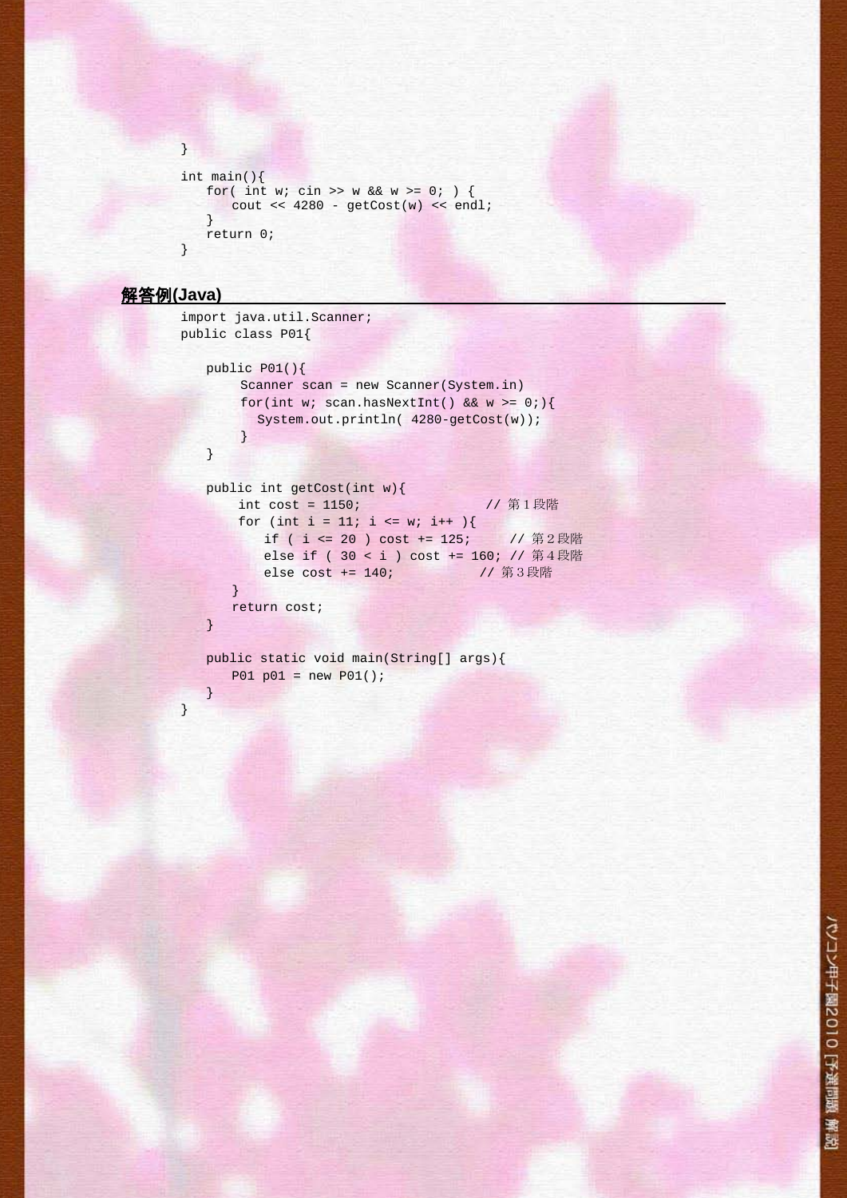```
}

int main(){
   for( int w; cin >> w && w >= 0; ) {
      cout << 4280 - getCost(w) << endl;
   }
   return 0;
}
```

## 解答例(Java)

```
import java.util.Scanner;
public class P01{

   public P01(){
       Scanner scan = new Scanner(System.in)
       for(int w; scan.hasNextInt() && w >= 0;){
         System.out.println( 4280-getCost(w));
       }
   }

   public int getCost(int w){
       int cost = 1150;                // 第１段階
       for (int i = 11; i <= w; i++ ){
          if ( i <= 20 ) cost += 125;     // 第２段階
          else if ( 30 < i ) cost += 160; // 第４段階
          else cost += 140;           // 第３段階
      }
      return cost;
   }

   public static void main(String[] args){
      P01 p01 = new P01();
   }
}
```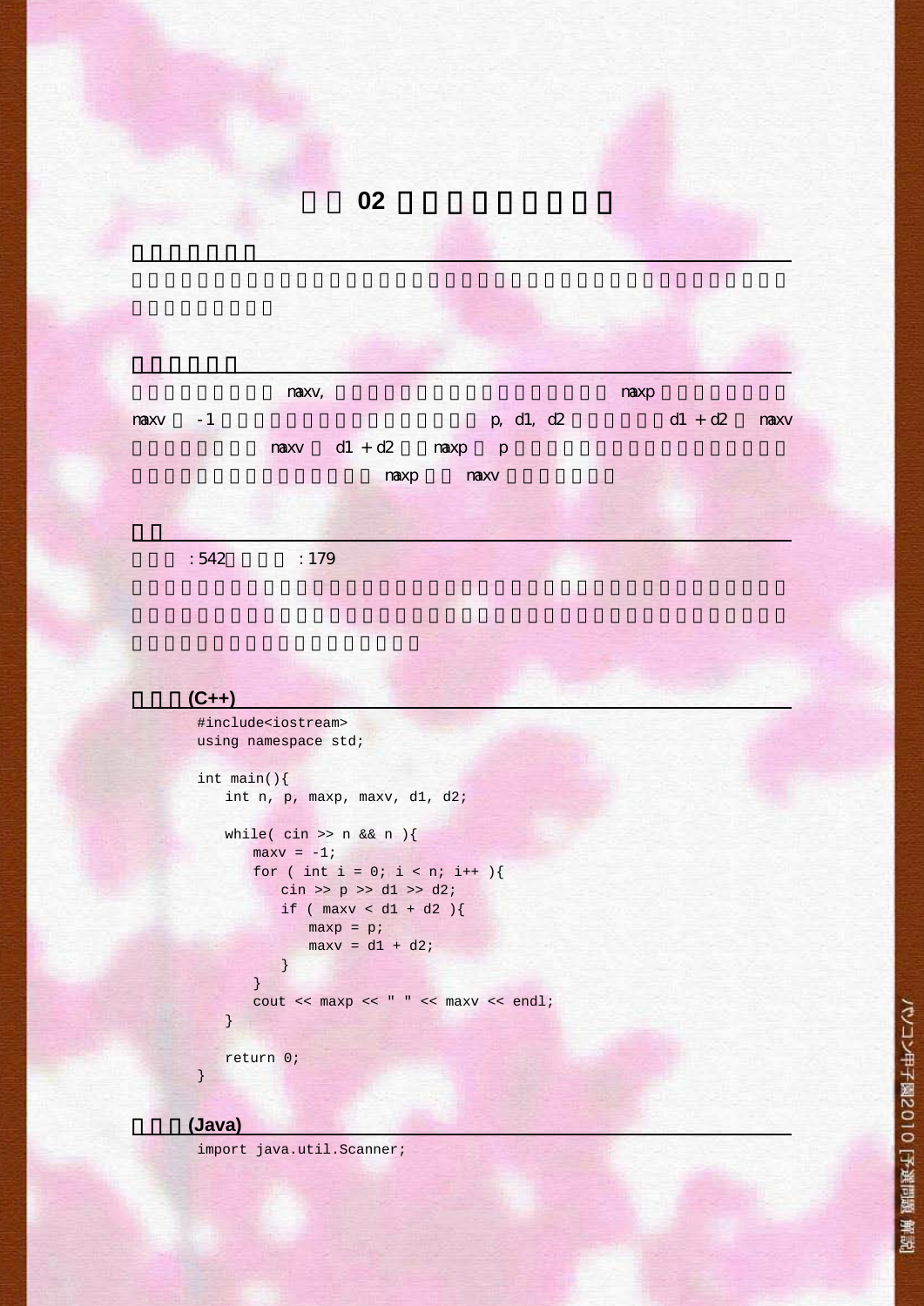# □□ 02 □□□□□□□□□□

## □□□□□□□

□□□□□□□□□□□□□□□□□□□□□□□□□□□□□□□□□□□□□□□□□□□□□□□□□□

## □□□□□□

□□□□□□□□□ maxv, □□□□□□□□□□□□□□□□□□ maxp □□□□□□□□ maxv □ -1 □□□□□□□□□□□□□□□□□ p, d1, d2 □□□□□□d1 + d2 □ maxv □□□□□□□□ maxv □ d1 + d2 □□maxp □ p □□□□□□□□□□□□□□□□□□□□□□□□□□□□□□□□□□□□□ maxp □□ maxv □□□□□□□

## □□

□□□ : 542□□□□ : 179

□□□□□□□□□□□□□□□□□□□□□□□□□□□□□□□□□□□□□□□□□□□□□□□□□□□□□□□□□□□□□□□□□□□□□□□□□□□□□□□□□□□□□□□

## □□□(C++)

```
#include<iostream>
using namespace std;

int main(){
    int n, p, maxp, maxv, d1, d2;

    while( cin >> n && n ){
        maxv = -1;
        for ( int i = 0; i < n; i++ ){
            cin >> p >> d1 >> d2;
            if ( maxv < d1 + d2 ){
                maxp = p;
                maxv = d1 + d2;
            }
        }
        cout << maxp << " " << maxv << endl;
    }

    return 0;
}
```

## □□□(Java)

```
import java.util.Scanner;
```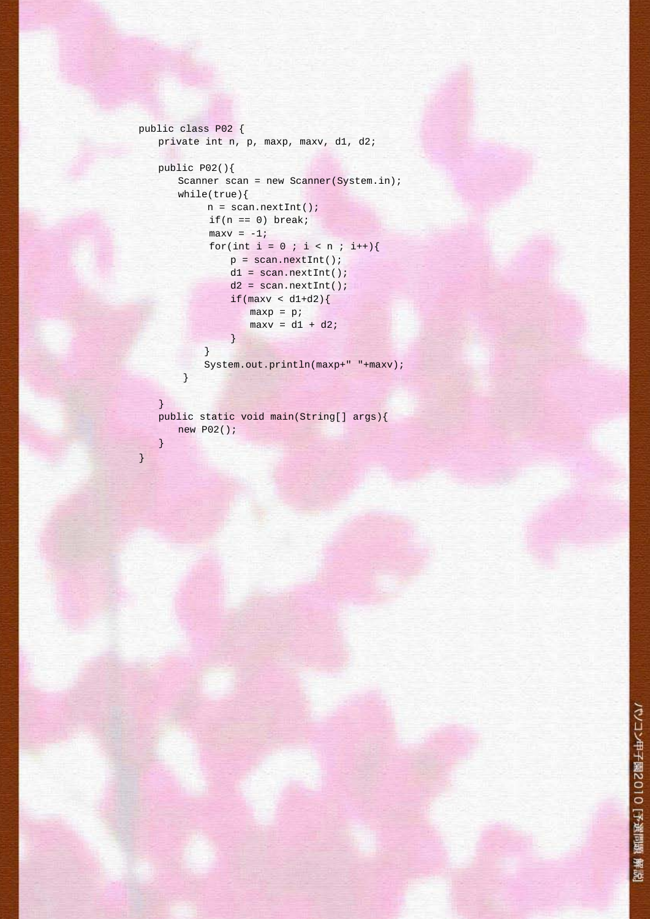```java
public class P02 {
    private int n, p, maxp, maxv, d1, d2;

    public P02(){
        Scanner scan = new Scanner(System.in);
        while(true){
            n = scan.nextInt();
            if(n == 0) break;
            maxv = -1;
            for(int i = 0 ; i < n ; i++){
                p = scan.nextInt();
                d1 = scan.nextInt();
                d2 = scan.nextInt();
                if(maxv < d1+d2){
                    maxp = p;
                    maxv = d1 + d2;
                }
            }
            System.out.println(maxp+" "+maxv);
        }

    }
    public static void main(String[] args){
        new P02();
    }
}
```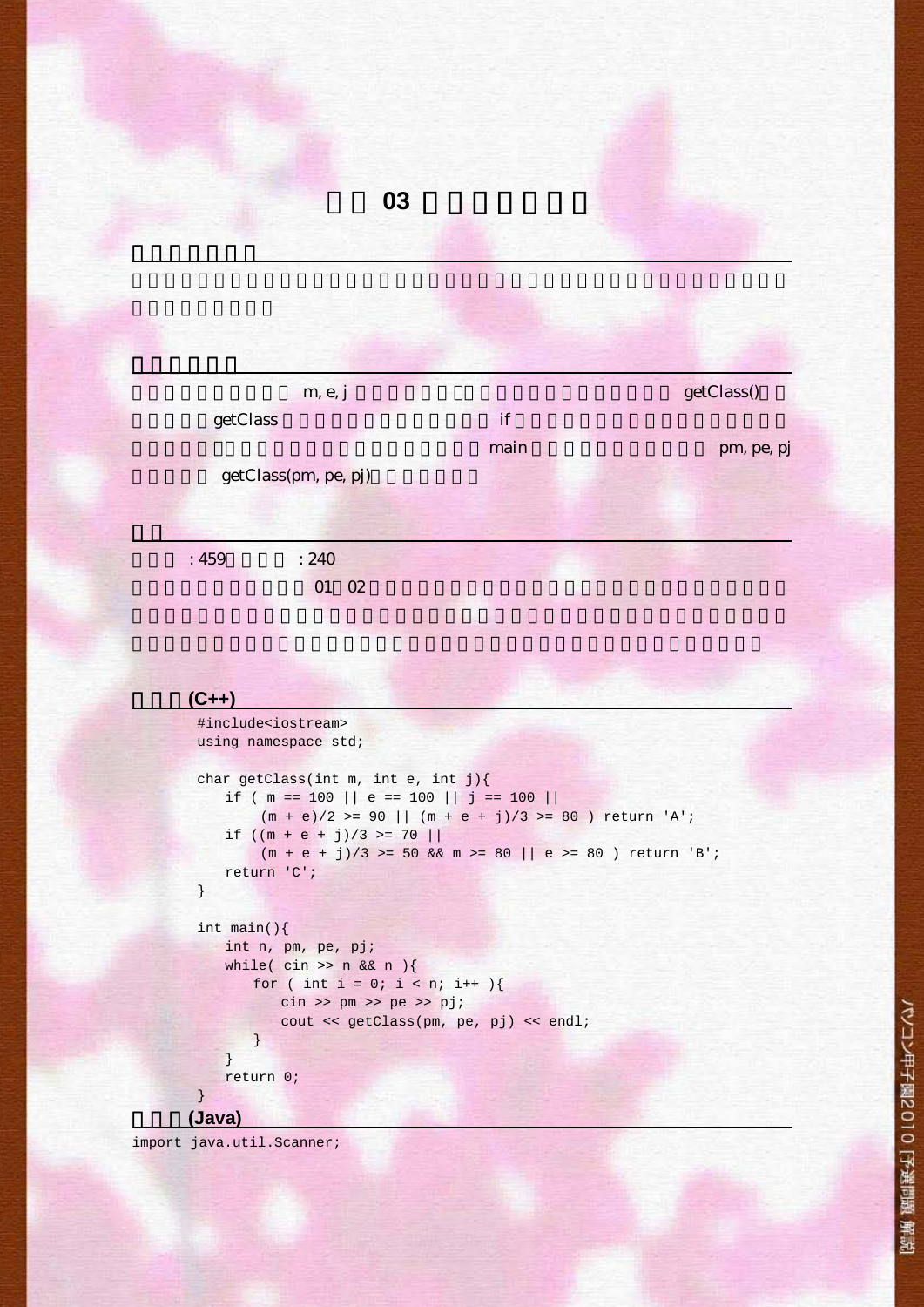# □□ 03 □□□□□□□

## □□□□□□□

□□□□□□□□□□□□□□□□□□□□□□□□□□□□□□□□□□□□□□□□□□□□□□□□□□□□□□□□□□□□

## □□□□□□

□□□□□□□□□□ m, e, j □□□□□□□□□□□□□□□□□□□□□ getClass()□□□□□□ getClass □□□□□□□□□□□□□□□ if □□□□□□□□□□□□□□□□□□□□□□□□□□□□□□□□□□□□□□□□□□□ main □□□□□□□□□□□□□ pm, pe, pj □□□□□ getClass(pm, pe, pj)□□□□□□□

## □□

□□□ : 459□□□□ : 240

□□□□□□□□□□□□ 01□02□□□□□□□□□□□□□□□□□□□□□□□□□□□□□□□□□□□□□□□□□□□□□□□□□□□□□□□□□□□□□□□□□□□□□□□□□□□□□□□□□□□□□□□□□□□□□□□□□□□□□□□□□□□□□□□□□□□□□

## □□□(C++)

```
#include<iostream>
using namespace std;

char getClass(int m, int e, int j){
   if ( m == 100 || e == 100 || j == 100 ||
       (m + e)/2 >= 90 || (m + e + j)/3 >= 80 ) return 'A';
   if ((m + e + j)/3 >= 70 ||
       (m + e + j)/3 >= 50 && m >= 80 || e >= 80 ) return 'B';
   return 'C';
}

int main(){
   int n, pm, pe, pj;
   while( cin >> n && n ){
      for ( int i = 0; i < n; i++ ){
         cin >> pm >> pe >> pj;
         cout << getClass(pm, pe, pj) << endl;
      }
   }
   return 0;
}
```

## □□□(Java)

```
import java.util.Scanner;
```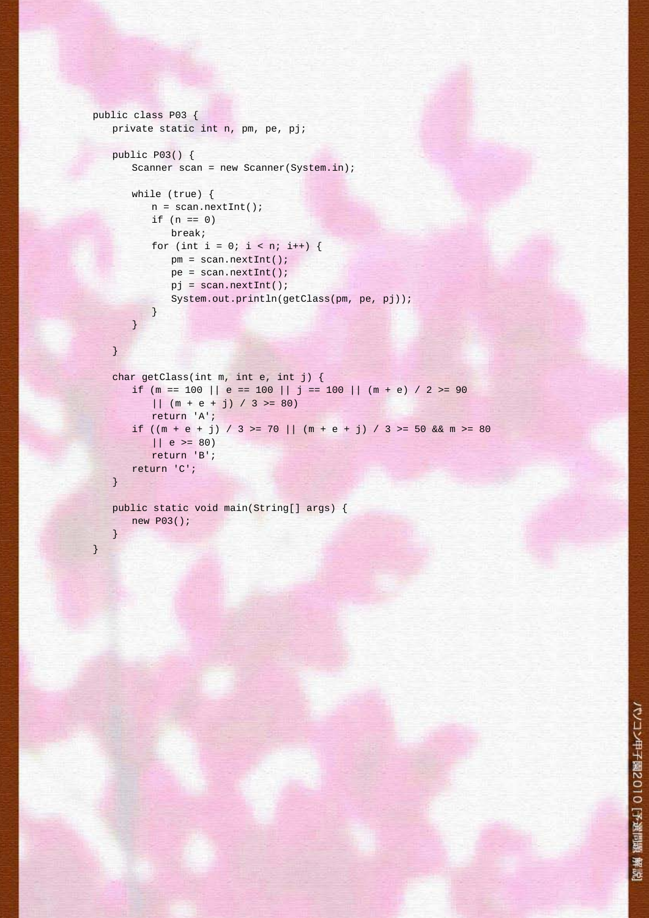```java
public class P03 {
    private static int n, pm, pe, pj;

    public P03() {
        Scanner scan = new Scanner(System.in);

        while (true) {
            n = scan.nextInt();
            if (n == 0)
                break;
            for (int i = 0; i < n; i++) {
                pm = scan.nextInt();
                pe = scan.nextInt();
                pj = scan.nextInt();
                System.out.println(getClass(pm, pe, pj));
            }
        }

    }

    char getClass(int m, int e, int j) {
        if (m == 100 || e == 100 || j == 100 || (m + e) / 2 >= 90
            || (m + e + j) / 3 >= 80)
            return 'A';
        if ((m + e + j) / 3 >= 70 || (m + e + j) / 3 >= 50 && m >= 80
            || e >= 80)
            return 'B';
        return 'C';
    }

    public static void main(String[] args) {
        new P03();
    }
}
```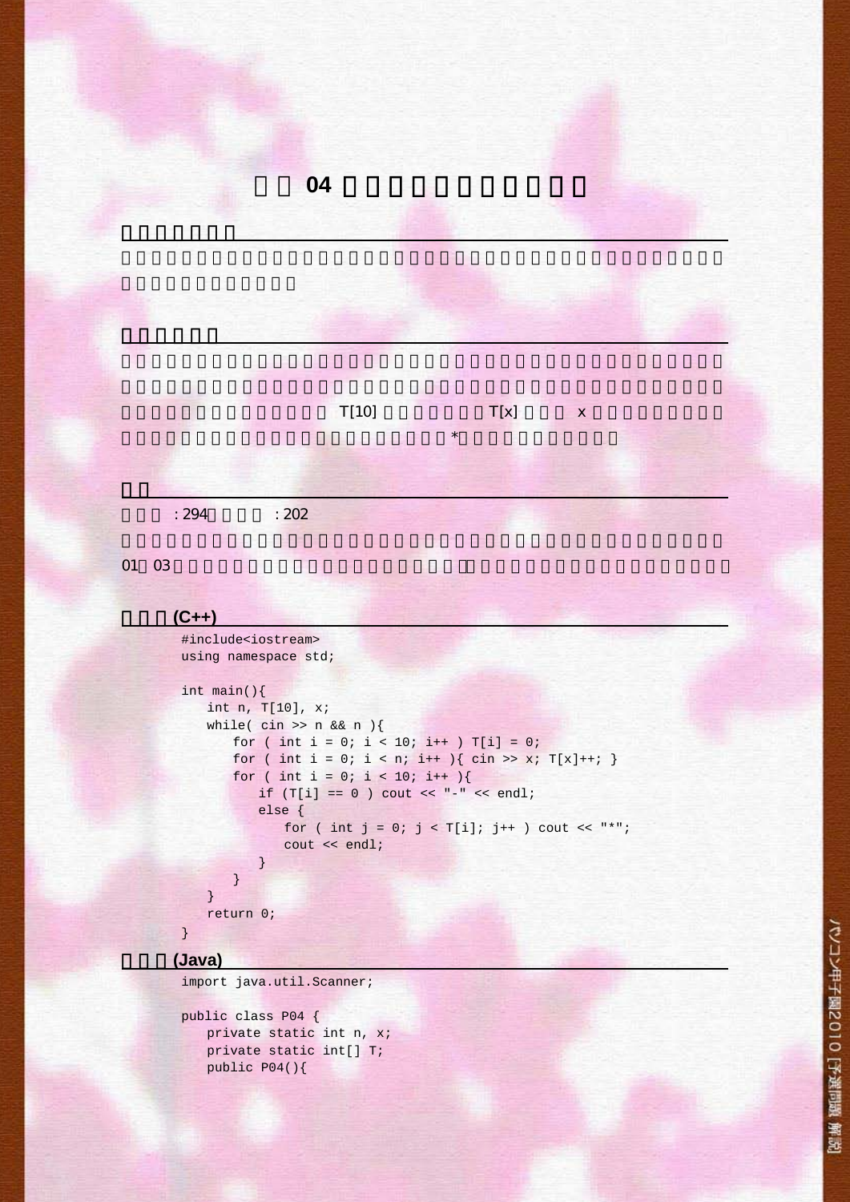# 04

T[10] T[x] x *

: 294 : 202

01 03

## (C++)

```
#include<iostream>
using namespace std;

int main(){
   int n, T[10], x;
   while( cin >> n && n ){
      for ( int i = 0; i < 10; i++ ) T[i] = 0;
      for ( int i = 0; i < n; i++ ){ cin >> x; T[x]++; }
      for ( int i = 0; i < 10; i++ ){
         if (T[i] == 0 ) cout << "-" << endl;
         else {
            for ( int j = 0; j < T[i]; j++ ) cout << "*";
            cout << endl;
         }
      }
   }
   return 0;
}
```

## (Java)

```
import java.util.Scanner;

public class P04 {
   private static int n, x;
   private static int[] T;
   public P04(){
```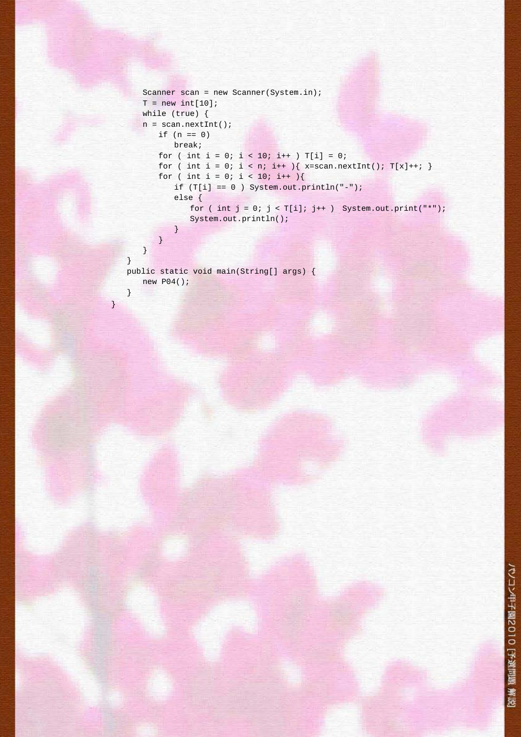```java
        Scanner scan = new Scanner(System.in);
        T = new int[10];
        while (true) {
        n = scan.nextInt();
            if (n == 0)
                break;
            for ( int i = 0; i < 10; i++ ) T[i] = 0;
            for ( int i = 0; i < n; i++ ){ x=scan.nextInt(); T[x]++; }
            for ( int i = 0; i < 10; i++ ){
                if (T[i] == 0 ) System.out.println("-");
                else {
                    for ( int j = 0; j < T[i]; j++ )  System.out.print("*");
                    System.out.println();
                }
            }
        }
    }
    public static void main(String[] args) {
        new P04();
    }
}
```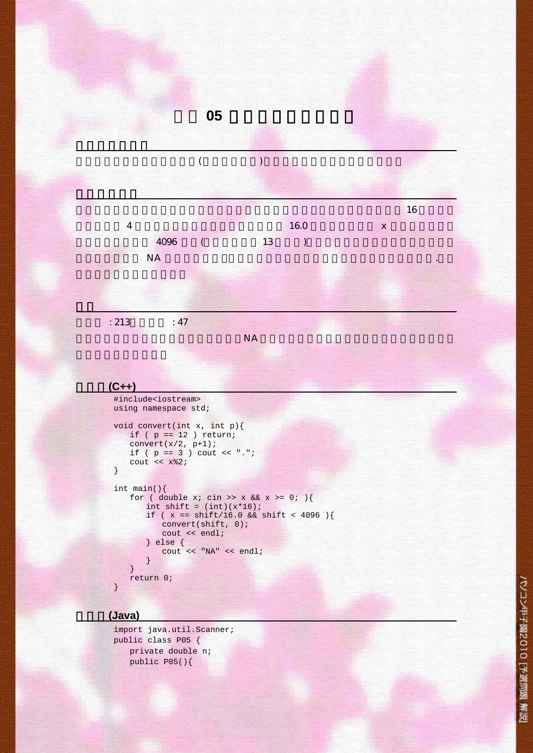# □□ 05 □□□□□□□□□

**□□□□□□□**

□□□□□□□□□□□□□□(□□□□□□)□□□□□□□□□□□□□□□□

**□□□□□□**

□□□□□□□□□□□□□□□□□□□□□□□□□□□□□□□□□□□□□□16□□□□□□□□□ 4 □□□□□□□□□□□□□□□□□ 16.0 □□□□□□□ x □□□□□□□□□□□□□□□ 4096 □□(□□□□□□ 13 □□□□)□□□□□□□□□□□□□□□□□□□□□□□□□□ NA □□□□□□□.□□□□□□□□□□□□□□□□□□□□□□□□□.□□□□□□□□□□□□□

**□□**

□□□ : 213□□□□□ : 47

□□□□□□□□□□□□□□□□□□□□NA□□□□□□□□□□□□□□□□□□□□□□□□□□□□□□□□□□

**□□□(C++)**

```
#include<iostream>
using namespace std;

void convert(int x, int p){
   if ( p == 12 ) return;
   convert(x/2, p+1);
   if ( p == 3 ) cout << ".";
   cout << x%2;
}

int main(){
   for ( double x; cin >> x && x >= 0; ){
      int shift = (int)(x*16);
      if ( x == shift/16.0 && shift < 4096 ){
         convert(shift, 0);
         cout << endl;
      } else {
         cout << "NA" << endl;
      }
   }
   return 0;
}
```

**□□□(Java)**

```
import java.util.Scanner;
public class P05 {
   private double n;
   public P05(){
```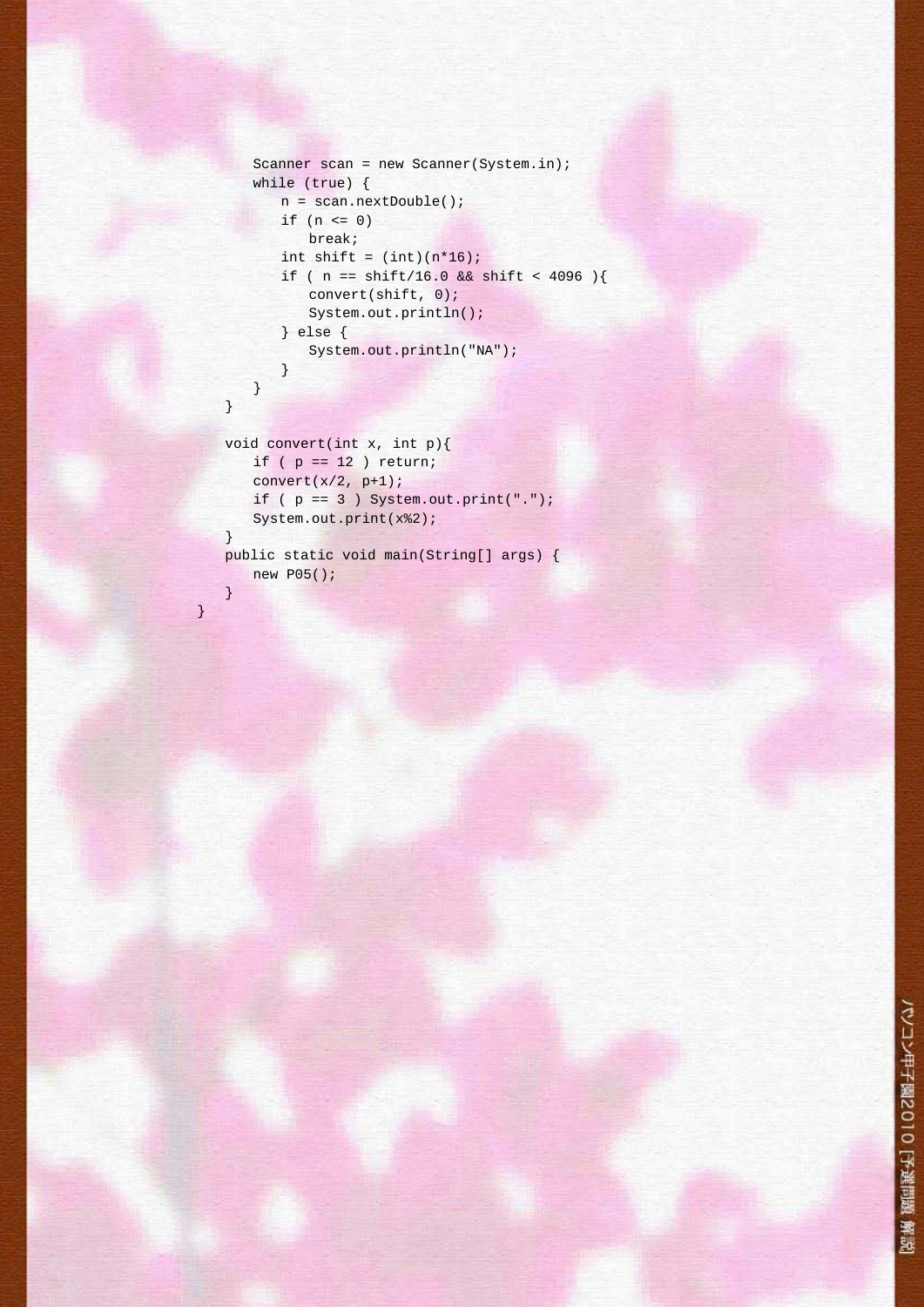```java
        Scanner scan = new Scanner(System.in);
        while (true) {
            n = scan.nextDouble();
            if (n <= 0)
                break;
            int shift = (int)(n*16);
            if ( n == shift/16.0 && shift < 4096 ){
                convert(shift, 0);
                System.out.println();
            } else {
                System.out.println("NA");
            }
        }
    }

    void convert(int x, int p){
        if ( p == 12 ) return;
        convert(x/2, p+1);
        if ( p == 3 ) System.out.print(".");
        System.out.print(x%2);
    }
    public static void main(String[] args) {
        new P05();
    }
}
```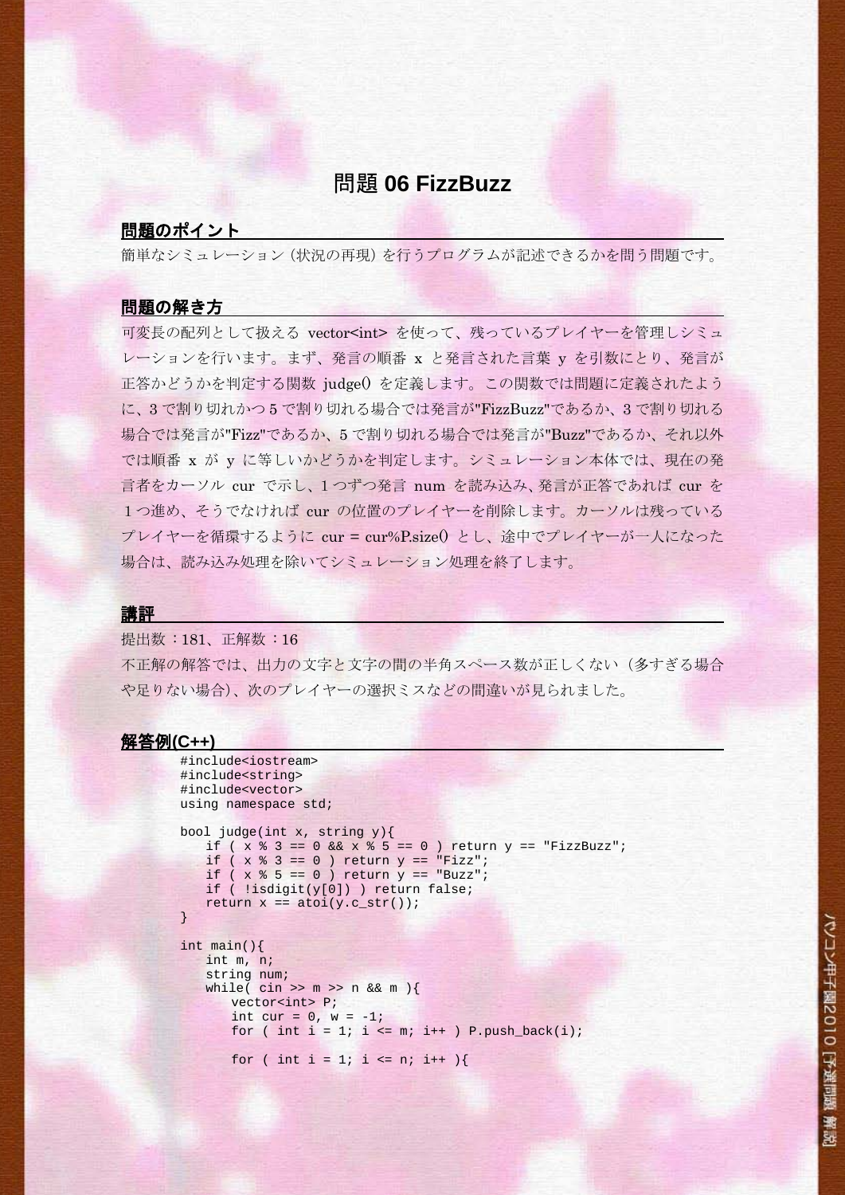# 問題 06 FizzBuzz

## 問題のポイント

簡単なシミュレーション（状況の再現）を行うプログラムが記述できるかを問う問題です。

## 問題の解き方

可変長の配列として扱える vector<int> を使って、残っているプレイヤーを管理しシミュレーションを行います。まず、発言の順番 x と発言された言葉 y を引数にとり、発言が正答かどうかを判定する関数 judge() を定義します。この関数では問題に定義されたように、3 で割り切れかつ 5 で割り切れる場合では発言が"FizzBuzz"であるか、3 で割り切れる場合では発言が"Fizz"であるか、5 で割り切れる場合では発言が"Buzz"であるか、それ以外では順番 x が y に等しいかどうかを判定します。シミュレーション本体では、現在の発言者をカーソル cur で示し、1 つずつ発言 num を読み込み、発言が正答であれば cur を１つ進め、そうでなければ cur の位置のプレイヤーを削除します。カーソルは残っているプレイヤーを循環するように cur = cur%P.size() とし、途中でプレイヤーが一人になった場合は、読み込み処理を除いてシミュレーション処理を終了します。

## 講評

提出数：181、正解数：16

不正解の解答では、出力の文字と文字の間の半角スペース数が正しくない（多すぎる場合や足りない場合）、次のプレイヤーの選択ミスなどの間違いが見られました。

## 解答例(C++)

```
#include<iostream>
#include<string>
#include<vector>
using namespace std;

bool judge(int x, string y){
    if ( x % 3 == 0 && x % 5 == 0 ) return y == "FizzBuzz";
    if ( x % 3 == 0 ) return y == "Fizz";
    if ( x % 5 == 0 ) return y == "Buzz";
    if ( !isdigit(y[0]) ) return false;
    return x == atoi(y.c_str());
}

int main(){
    int m, n;
    string num;
    while( cin >> m >> n && m ){
        vector<int> P;
        int cur = 0, w = -1;
        for ( int i = 1; i <= m; i++ ) P.push_back(i);

        for ( int i = 1; i <= n; i++ ){
```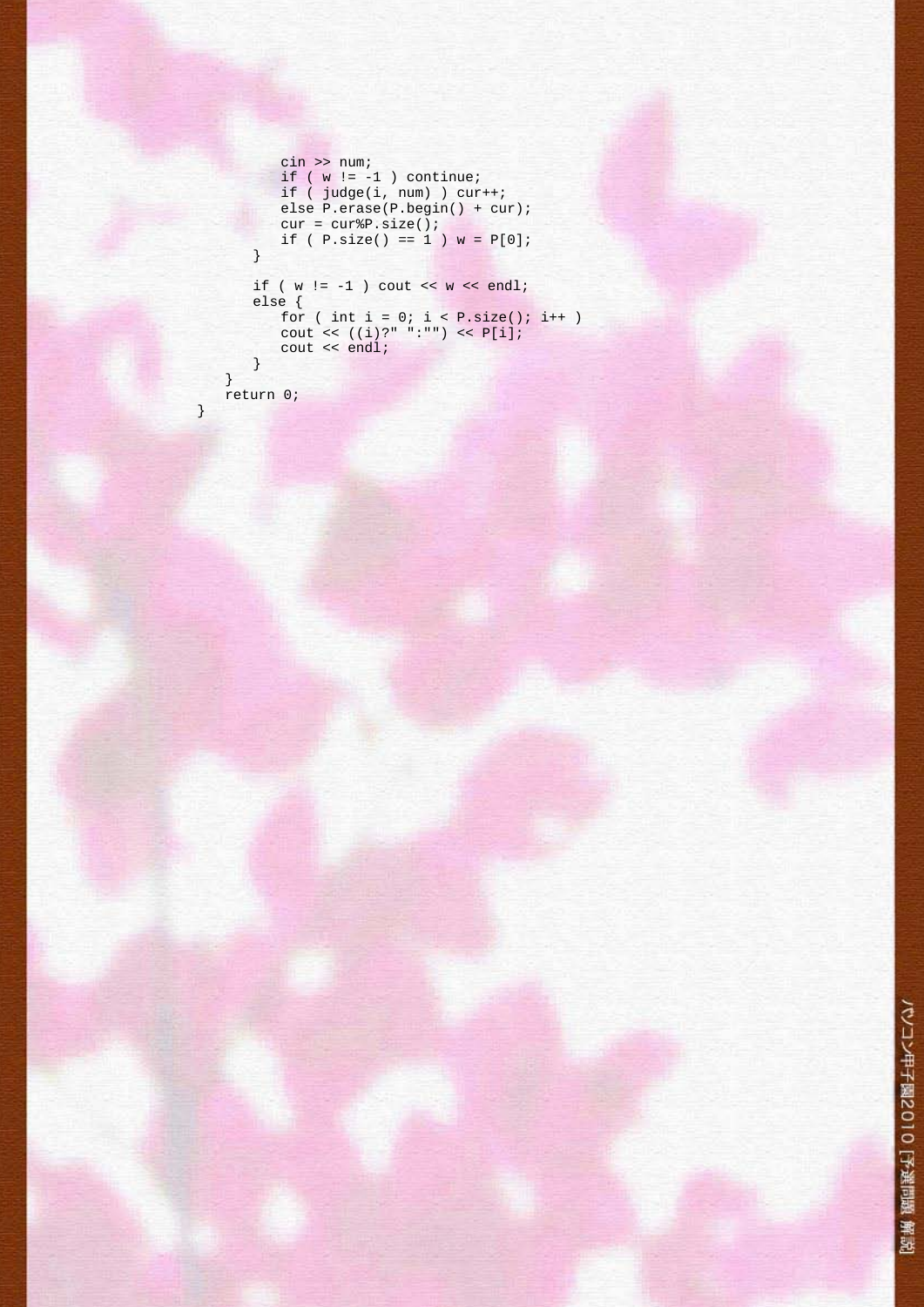```
            cin >> num;
            if ( w != -1 ) continue;
            if ( judge(i, num) ) cur++;
            else P.erase(P.begin() + cur);
            cur = cur%P.size();
            if ( P.size() == 1 ) w = P[0];
        }

        if ( w != -1 ) cout << w << endl;
        else {
            for ( int i = 0; i < P.size(); i++ )
            cout << ((i)?" ":"") << P[i];
            cout << endl;
        }
    }
    return 0;
}
```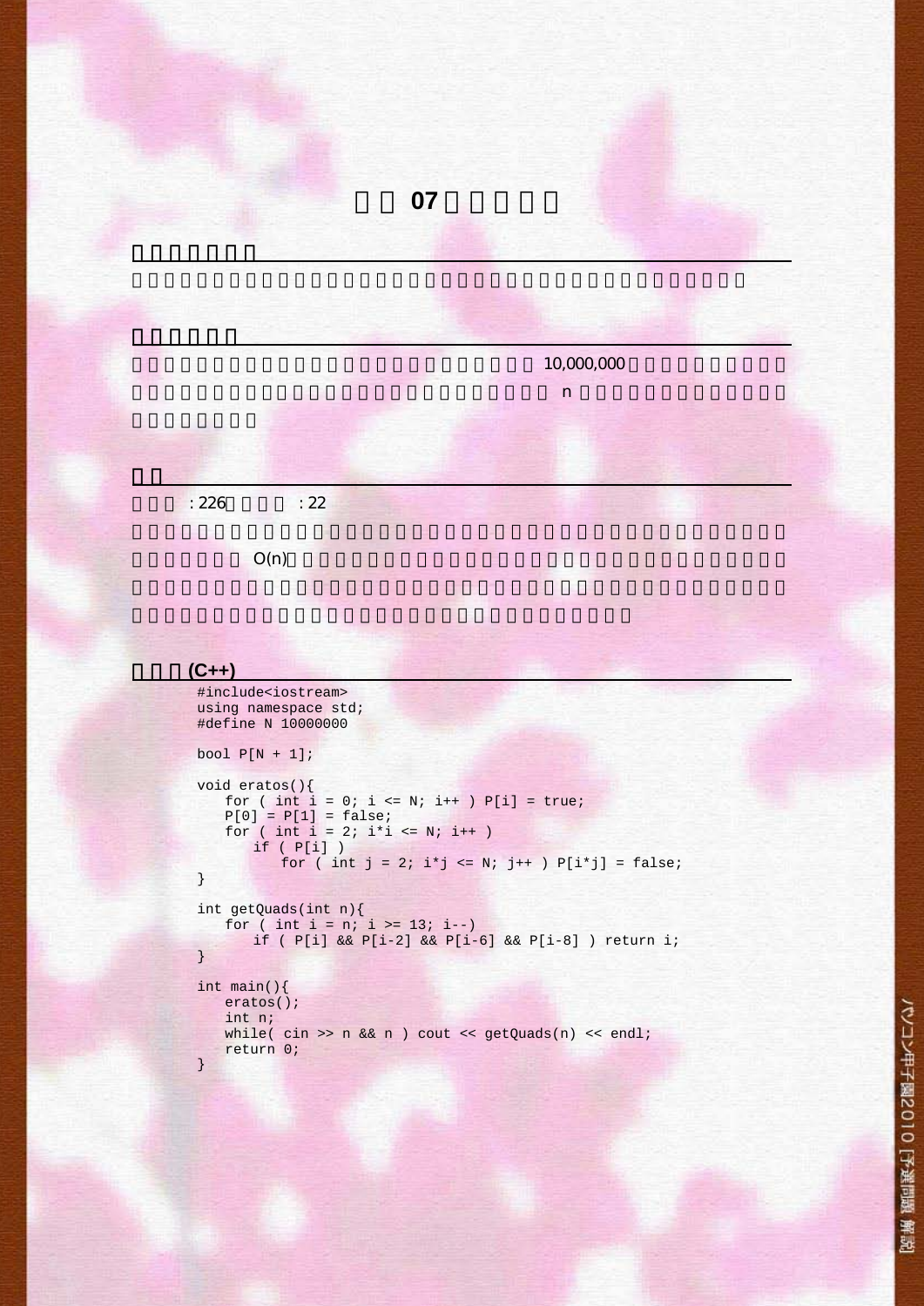# 07

10,000,000

n

: 226 : 22

O(n)

## (C++)

```
#include<iostream>
using namespace std;
#define N 10000000

bool P[N + 1];

void eratos(){
   for ( int i = 0; i <= N; i++ ) P[i] = true;
   P[0] = P[1] = false;
   for ( int i = 2; i*i <= N; i++ )
      if ( P[i] )
         for ( int j = 2; i*j <= N; j++ ) P[i*j] = false;
}

int getQuads(int n){
   for ( int i = n; i >= 13; i--)
      if ( P[i] && P[i-2] && P[i-6] && P[i-8] ) return i;
}

int main(){
   eratos();
   int n;
   while( cin >> n && n ) cout << getQuads(n) << endl;
   return 0;
}
```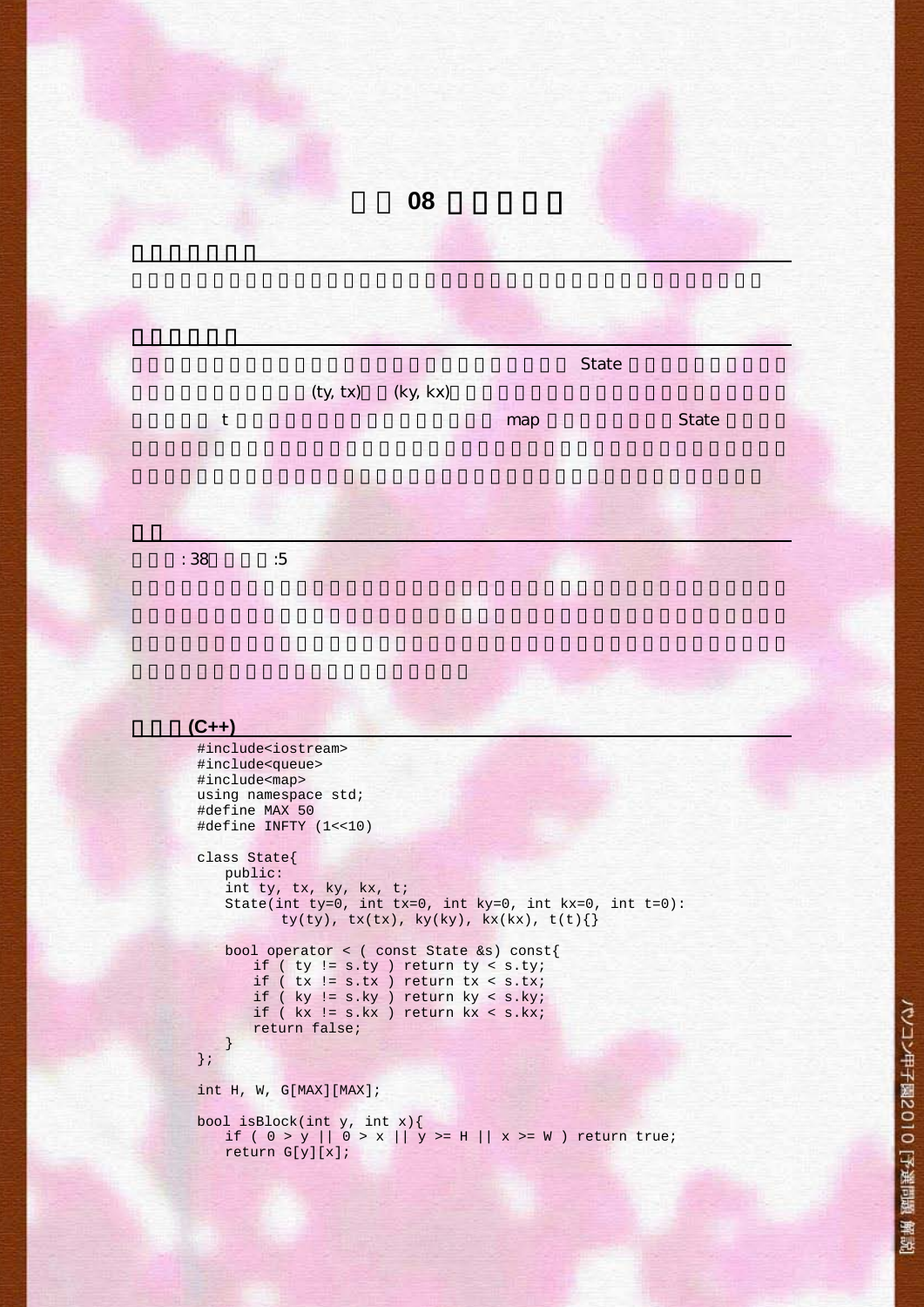# □□ 08 □□□□□

## □□□□□□□

□□□□□□□□□□□□□□□□□□□□□□□□□□□□□□□□□□□□□□□

## □□□□□□

□□□□□□□□□□□□□□□□□□□□□□□□□□□□ State □□□□□□□□□□□□□□□□□□□□□□□□□(ty, tx)□□(ky, kx)□□□□□□□□□□□□□□□□□□□□□□□□□□ t □□□□□□□□□□□□□□□□□ map □□□□□□□□State □□□□□□□□□□□□□□□□□□□□□□□□□□□□□□□□□□□□□□□□□□□□□□□□□□□□□□□□□□□□□□□□□□□□□□□□□□□□□□□□

## □□

□□□□: 38□□□□□:5

□□□□□□□□□□□□□□□□□□□□□□□□□□□□□□□□□□□□□□□□□□□□□□□□□□□□□□□□□□□□□□□□□□□□□□□□□□□□□□□□□□□□□□□□□□□□□□□□□□□□□□□□□□□□□□□□□□□□□□□□□□□□□□□□□□□□

## □□□(C++)

```
#include<iostream>
#include<queue>
#include<map>
using namespace std;
#define MAX 50
#define INFTY (1<<10)

class State{
   public:
   int ty, tx, ky, kx, t;
   State(int ty=0, int tx=0, int ky=0, int kx=0, int t=0):
         ty(ty), tx(tx), ky(ky), kx(kx), t(t){}

   bool operator < ( const State &s) const{
      if ( ty != s.ty ) return ty < s.ty;
      if ( tx != s.tx ) return tx < s.tx;
      if ( ky != s.ky ) return ky < s.ky;
      if ( kx != s.kx ) return kx < s.kx;
      return false;
   }
};

int H, W, G[MAX][MAX];

bool isBlock(int y, int x){
   if ( 0 > y || 0 > x || y >= H || x >= W ) return true;
   return G[y][x];
```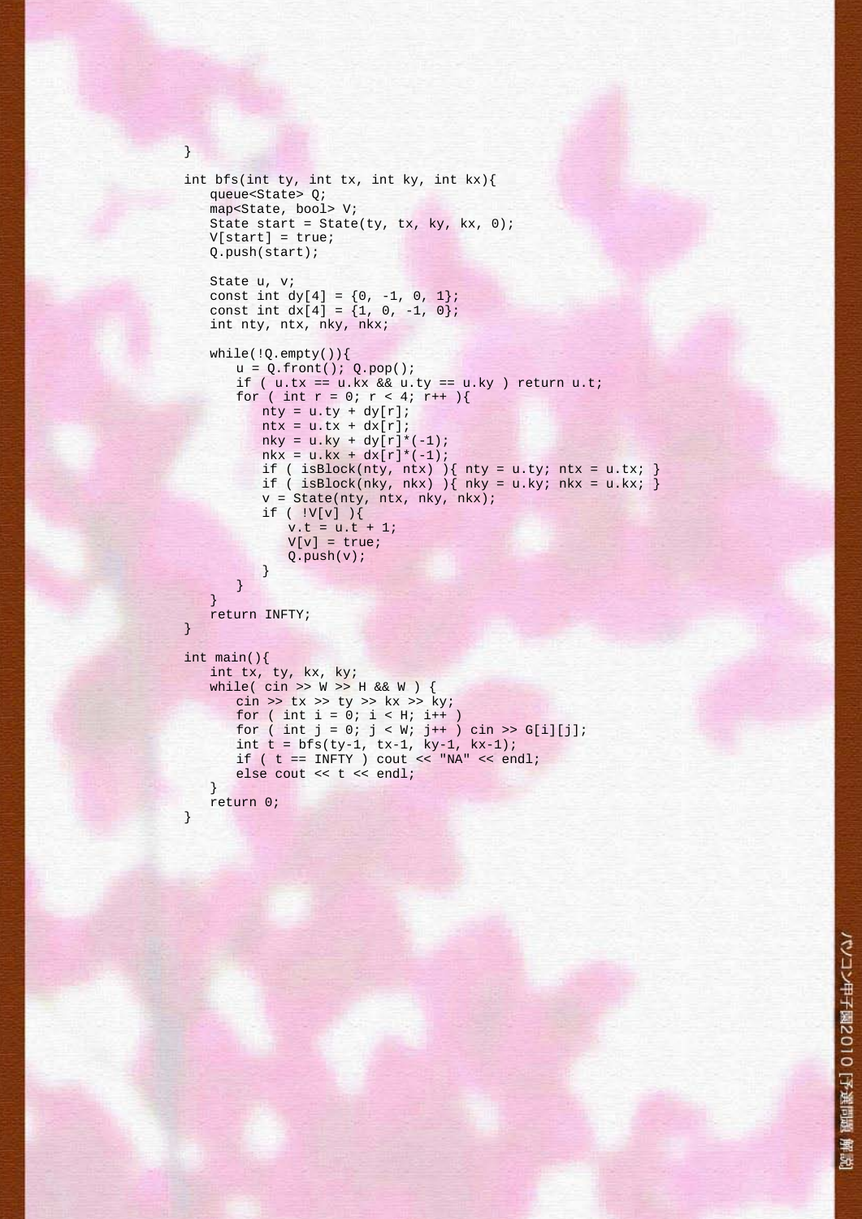```
}

int bfs(int ty, int tx, int ky, int kx){
   queue<State> Q;
   map<State, bool> V;
   State start = State(ty, tx, ky, kx, 0);
   V[start] = true;
   Q.push(start);

   State u, v;
   const int dy[4] = {0, -1, 0, 1};
   const int dx[4] = {1, 0, -1, 0};
   int nty, ntx, nky, nkx;

   while(!Q.empty()){
      u = Q.front(); Q.pop();
      if ( u.tx == u.kx && u.ty == u.ky ) return u.t;
      for ( int r = 0; r < 4; r++ ){
         nty = u.ty + dy[r];
         ntx = u.tx + dx[r];
         nky = u.ky + dy[r]*(-1);
         nkx = u.kx + dx[r]*(-1);
         if ( isBlock(nty, ntx) ){ nty = u.ty; ntx = u.tx; }
         if ( isBlock(nky, nkx) ){ nky = u.ky; nkx = u.kx; }
         v = State(nty, ntx, nky, nkx);
         if ( !V[v] ){
            v.t = u.t + 1;
            V[v] = true;
            Q.push(v);
         }
      }
   }
   return INFTY;
}

int main(){
   int tx, ty, kx, ky;
   while( cin >> W >> H && W ) {
      cin >> tx >> ty >> kx >> ky;
      for ( int i = 0; i < H; i++ )
      for ( int j = 0; j < W; j++ ) cin >> G[i][j];
      int t = bfs(ty-1, tx-1, ky-1, kx-1);
      if ( t == INFTY ) cout << "NA" << endl;
      else cout << t << endl;
   }
   return 0;
}
```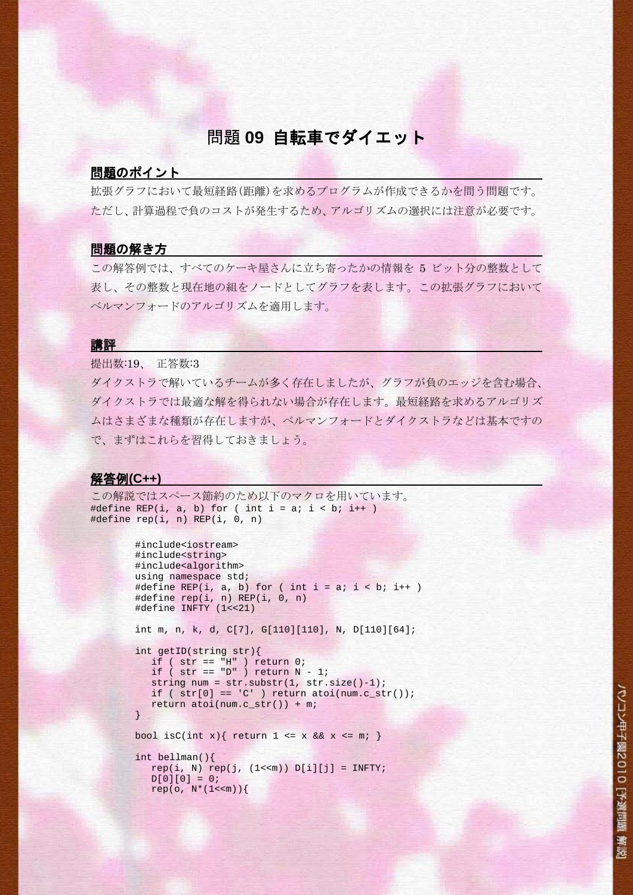# 問題 09 自転車でダイエット

## 問題のポイント

拡張グラフにおいて最短経路(距離)を求めるプログラムが作成できるかを問う問題です。ただし、計算過程で負のコストが発生するため、アルゴリズムの選択には注意が必要です。

## 問題の解き方

この解答例では、すべてのケーキ屋さんに立ち寄ったかの情報を 5 ビット分の整数として表し、その整数と現在地の組をノードとしてグラフを表します。この拡張グラフにおいてベルマンフォードのアルゴリズムを適用します。

## 講評

提出数:19、 正答数:3

ダイクストラで解いているチームが多く存在しましたが、グラフが負のエッジを含む場合、ダイクストラでは最適な解を得られない場合が存在します。最短経路を求めるアルゴリズムはさまざまな種類が存在しますが、ベルマンフォードとダイクストラなどは基本ですので、まずはこれらを習得しておきましょう。

## 解答例(C++)

この解説ではスペース節約のため以下のマクロを用いています。

```
#define REP(i, a, b) for ( int i = a; i < b; i++ )
#define rep(i, n) REP(i, 0, n)
```

```
#include<iostream>
#include<string>
#include<algorithm>
using namespace std;
#define REP(i, a, b) for ( int i = a; i < b; i++ )
#define rep(i, n) REP(i, 0, n)
#define INFTY (1<<21)

int m, n, k, d, C[7], G[110][110], N, D[110][64];

int getID(string str){
   if ( str == "H" ) return 0;
   if ( str == "D" ) return N - 1;
   string num = str.substr(1, str.size()-1);
   if ( str[0] == 'C' ) return atoi(num.c_str());
   return atoi(num.c_str()) + m;
}

bool isC(int x){ return 1 <= x && x <= m; }

int bellman(){
   rep(i, N) rep(j, (1<<m)) D[i][j] = INFTY;
   D[0][0] = 0;
   rep(o, N*(1<<m)){
```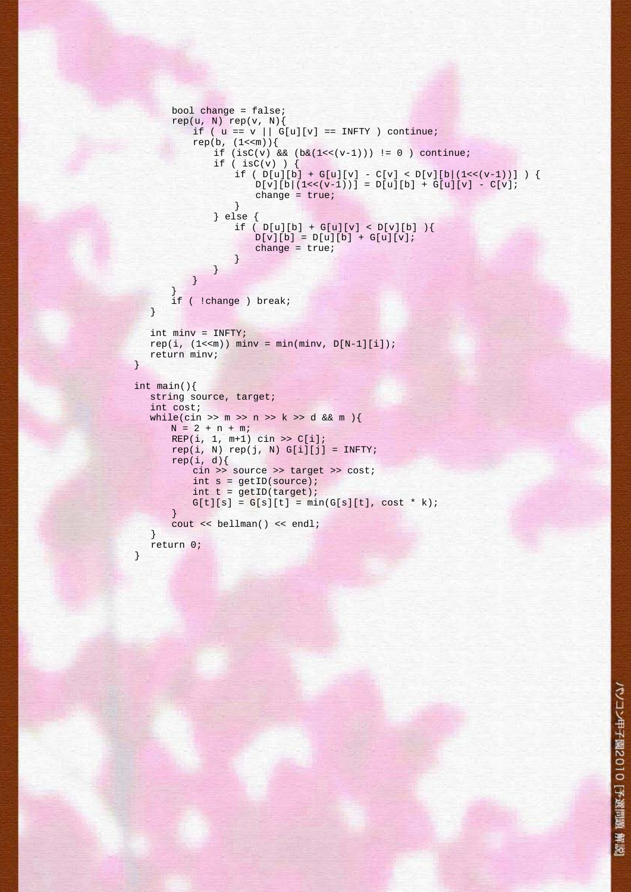```
        bool change = false;
        rep(u, N) rep(v, N){
            if ( u == v || G[u][v] == INFTY ) continue;
            rep(b, (1<<m)){
                if (isC(v) && (b&(1<<(v-1))) != 0 ) continue;
                if ( isC(v) ) {
                    if ( D[u][b] + G[u][v] - C[v] < D[v][b|(1<<(v-1))] ) {
                        D[v][b|(1<<(v-1))] = D[u][b] + G[u][v] - C[v];
                        change = true;
                    }
                } else {
                    if ( D[u][b] + G[u][v] < D[v][b] ){
                        D[v][b] = D[u][b] + G[u][v];
                        change = true;
                    }
                }
            }
        }
        if ( !change ) break;
    }

    int minv = INFTY;
    rep(i, (1<<m)) minv = min(minv, D[N-1][i]);
    return minv;
}

int main(){
    string source, target;
    int cost;
    while(cin >> m >> n >> k >> d && m ){
        N = 2 + n + m;
        REP(i, 1, m+1) cin >> C[i];
        rep(i, N) rep(j, N) G[i][j] = INFTY;
        rep(i, d){
            cin >> source >> target >> cost;
            int s = getID(source);
            int t = getID(target);
            G[t][s] = G[s][t] = min(G[s][t], cost * k);
        }
        cout << bellman() << endl;
    }
    return 0;
}
```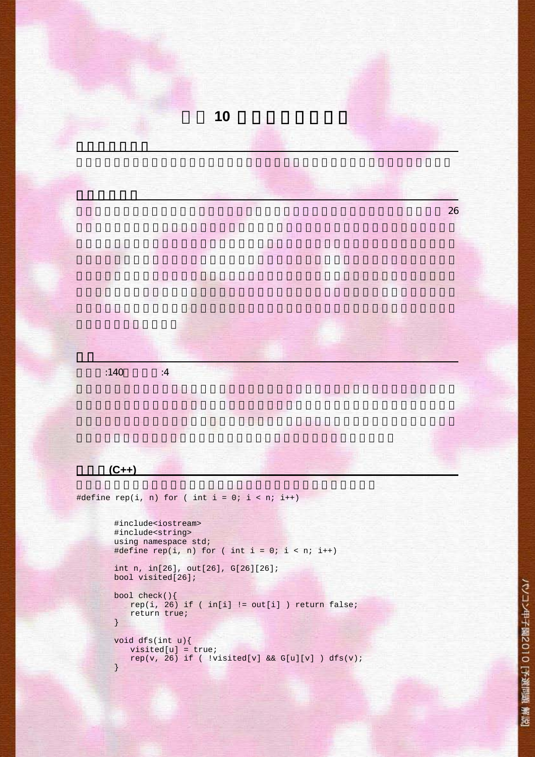# 10

26

:140 :4

(C++)

#define rep(i, n) for ( int i = 0; i < n; i++)

```
#include<iostream>
#include<string>
using namespace std;
#define rep(i, n) for ( int i = 0; i < n; i++)

int n, in[26], out[26], G[26][26];
bool visited[26];

bool check(){
   rep(i, 26) if ( in[i] != out[i] ) return false;
   return true;
}

void dfs(int u){
   visited[u] = true;
   rep(v, 26) if ( !visited[v] && G[u][v] ) dfs(v);
}
```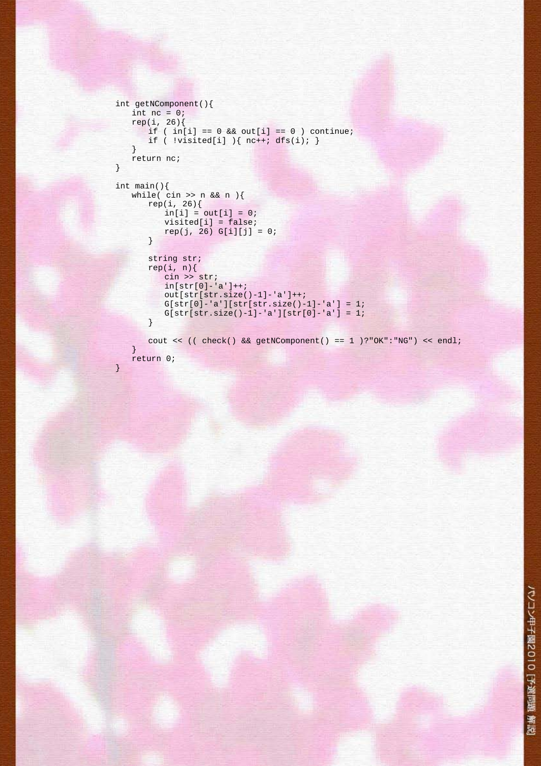```
int getNComponent(){
   int nc = 0;
   rep(i, 26){
      if ( in[i] == 0 && out[i] == 0 ) continue;
      if ( !visited[i] ){ nc++; dfs(i); }
   }
   return nc;
}

int main(){
   while( cin >> n && n ){
      rep(i, 26){
         in[i] = out[i] = 0;
         visited[i] = false;
         rep(j, 26) G[i][j] = 0;
      }

      string str;
      rep(i, n){
         cin >> str;
         in[str[0]-'a']++;
         out[str[str.size()-1]-'a']++;
         G[str[0]-'a'][str[str.size()-1]-'a'] = 1;
         G[str[str.size()-1]-'a'][str[0]-'a'] = 1;
      }

      cout << (( check() && getNComponent() == 1 )?"OK":"NG") << endl;
   }
   return 0;
}
```